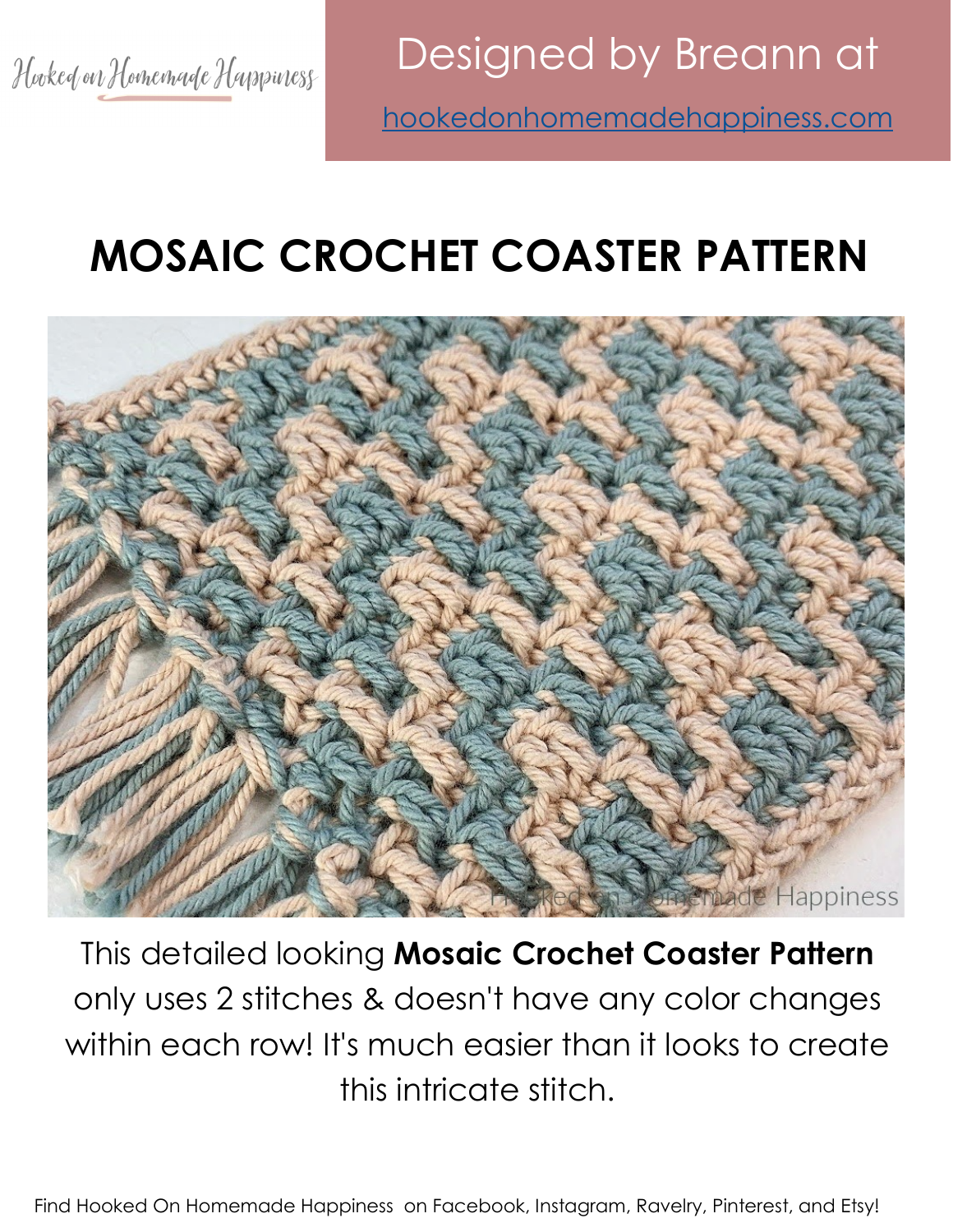Hooked on Homemade Happiness

Designed by Breann at

[hookedonhomemadehappiness.com](hookedonhomemadehappiness.com)

# MOSAIC CROCHET COASTER PATTERN

This detailed looking **Mosaic Crochet Coaster Pattern** only uses 2 stitches & doesn't have any color changes within each row! It's much easier than it looks to create this intricate stitch.

Find Hooked On Homemade Happiness on Facebook, Instagram, Ravelry, Pinterest, and Etsy!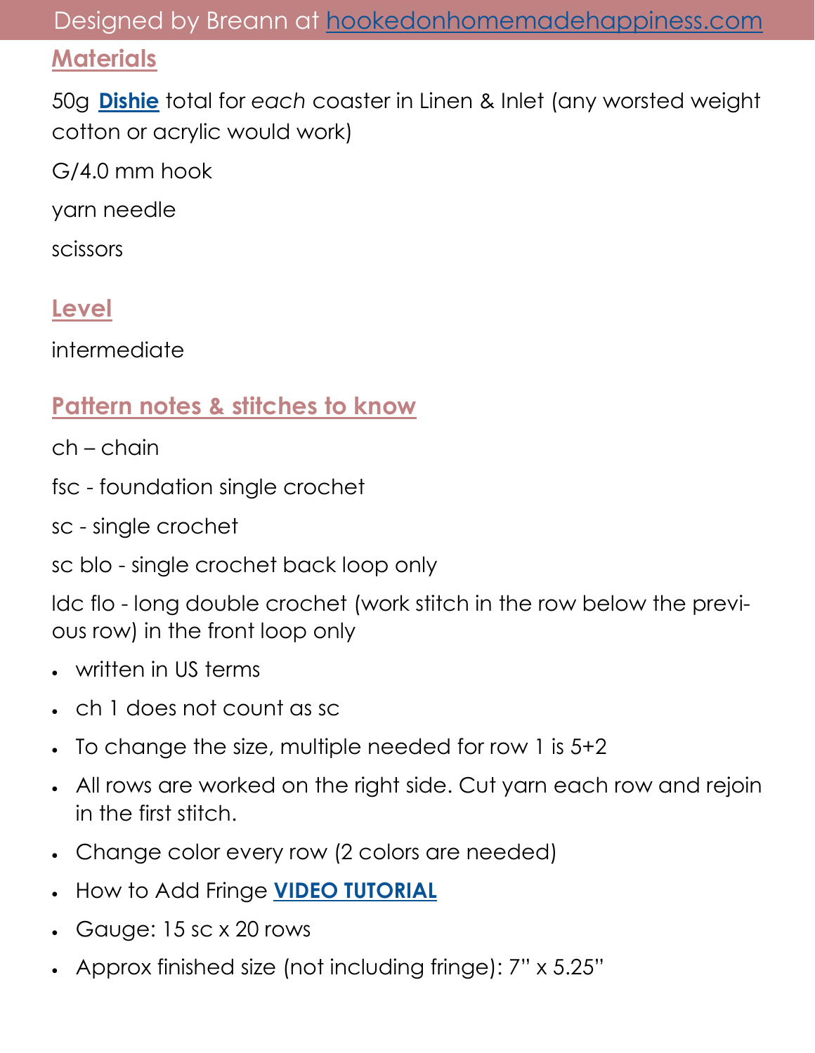## Materials

50g **Dishie** total for *each* coaster in Linen & Inlet (any worsted weight cotton or acrylic would work)

G/4.0 mm hook

yarn needle

scissors

## Level

intermediate

## Pattern notes & stitches to know

ch – chain

fsc - foundation single crochet

sc - single crochet

sc blo - single crochet back loop only

ldc flo - long double crochet (work stitch in the row below the previous row) in the front loop only

- written in US terms
- ch 1 does not count as sc
- To change the size, multiple needed for row 1 is 5+2
- All rows are worked on the right side. Cut yarn each row and rejoin in the first stitch.
- Change color every row (2 colors are needed)
- How to Add Fringe **VIDEO TUTORIAL**
- Gauge: 15 sc x 20 rows
- Approx finished size (not including fringe): 7" x 5.25"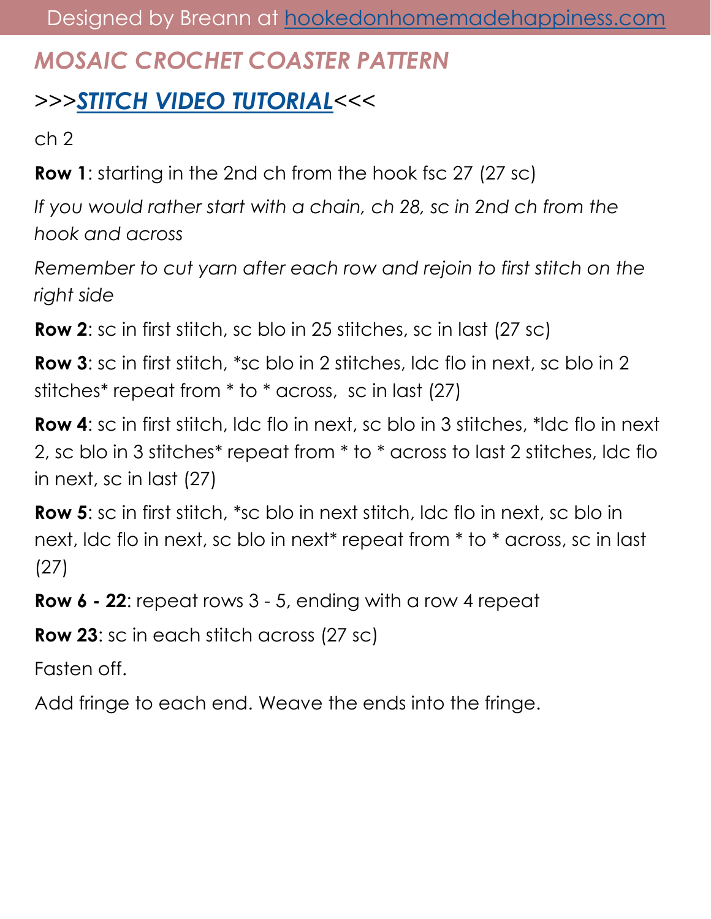## MOSAIC CROCHET COASTER PATTERN

### >>>[STITCH VIDEO TUTORIAL](#)<<<

ch 2

**Row 1**: starting in the 2nd ch from the hook fsc 27 (27 sc)

*If you would rather start with a chain, ch 28, sc in 2nd ch from the hook and across*

*Remember to cut yarn after each row and rejoin to first stitch on the right side*

**Row 2**: sc in first stitch, sc blo in 25 stitches, sc in last (27 sc)

**Row 3**: sc in first stitch, *sc blo in 2 stitches, ldc flo in next, sc blo in 2 stitches* repeat from * to * across, sc in last (27)

**Row 4**: sc in first stitch, ldc flo in next, sc blo in 3 stitches, *ldc flo in next 2, sc blo in 3 stitches* repeat from * to * across to last 2 stitches, ldc flo in next, sc in last (27)

**Row 5**: sc in first stitch, *sc blo in next stitch, ldc flo in next, sc blo in next, ldc flo in next, sc blo in next* repeat from * to * across, sc in last (27)

**Row 6 - 22**: repeat rows 3 - 5, ending with a row 4 repeat

**Row 23**: sc in each stitch across (27 sc)

Fasten off.

Add fringe to each end. Weave the ends into the fringe.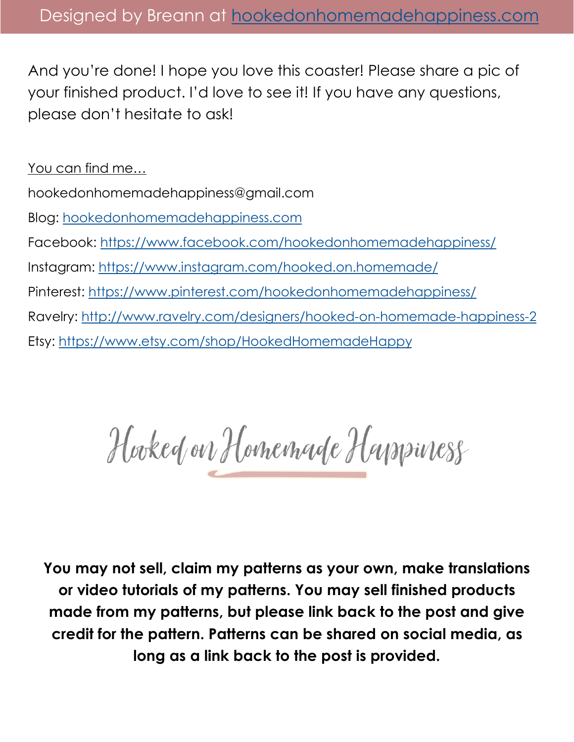And you're done! I hope you love this coaster! Please share a pic of your finished product. I'd love to see it! If you have any questions, please don't hesitate to ask!

You can find me…

hookedonhomemadehappiness@gmail.com

Blog: [hookedonhomemadehappiness.com](hookedonhomemadehappiness.com)

Facebook: [https://www.facebook.com/hookedonhomemadehappiness/](https://www.facebook.com/hookedonhomemadehappiness/)

Instagram: [https://www.instagram.com/hooked.on.homemade/](https://www.instagram.com/hooked.on.homemade/)

Pinterest: [https://www.pinterest.com/hookedonhomemadehappiness/](https://www.pinterest.com/hookedonhomemadehappiness/)

Ravelry: [http://www.ravelry.com/designers/hooked-on-homemade-happiness-2](http://www.ravelry.com/designers/hooked-on-homemade-happiness-2)

Etsy: [https://www.etsy.com/shop/HookedHomemadeHappy](https://www.etsy.com/shop/HookedHomemadeHappy)

Hooked on Homemade Happiness

**You may not sell, claim my patterns as your own, make translations or video tutorials of my patterns. You may sell finished products made from my patterns, but please link back to the post and give credit for the pattern. Patterns can be shared on social media, as long as a link back to the post is provided.**